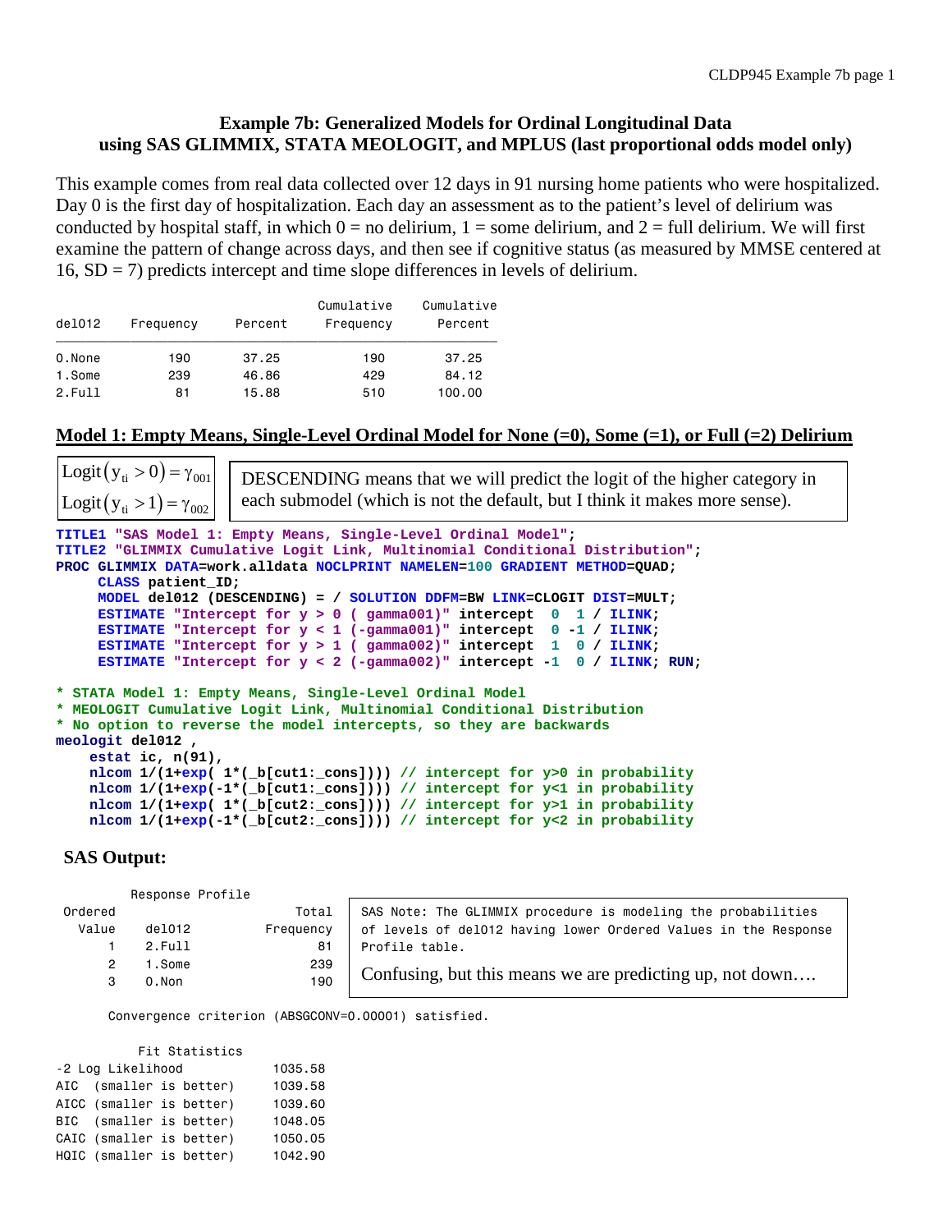# Example 7b: Generalized Models for Ordinal Longitudinal Data using SAS GLIMMIX, STATA MEOLOGIT, and MPLUS (last proportional odds model only)

This example comes from real data collected over 12 days in 91 nursing home patients who were hospitalized. Day 0 is the first day of hospitalization. Each day an assessment as to the patient's level of delirium was conducted by hospital staff, in which 0 = no delirium, 1 = some delirium, and 2 = full delirium. We will first examine the pattern of change across days, and then see if cognitive status (as measured by MMSE centered at 16, SD = 7) predicts intercept and time slope differences in levels of delirium.

| del012 | Frequency | Percent | Cumulative Frequency | Cumulative Percent |
|---|---|---|---|---|
| 0.None | 190 | 37.25 | 190 | 37.25 |
| 1.Some | 239 | 46.86 | 429 | 84.12 |
| 2.Full | 81 | 15.88 | 510 | 100.00 |

## Model 1: Empty Means, Single-Level Ordinal Model for None (=0), Some (=1), or Full (=2) Delirium

$$\text{Logit}\left(y_{ti} > 0\right) = \gamma_{001}$$
$$\text{Logit}\left(y_{ti} > 1\right) = \gamma_{002}$$

DESCENDING means that we will predict the logit of the higher category in each submodel (which is not the default, but I think it makes more sense).

```
TITLE1 "SAS Model 1: Empty Means, Single-Level Ordinal Model";
TITLE2 "GLIMMIX Cumulative Logit Link, Multinomial Conditional Distribution";
PROC GLIMMIX DATA=work.alldata NOCLPRINT NAMELEN=100 GRADIENT METHOD=QUAD;
     CLASS patient_ID;
     MODEL del012 (DESCENDING) = / SOLUTION DDFM=BW LINK=CLOGIT DIST=MULT;
     ESTIMATE "Intercept for y > 0 ( gamma001)" intercept  0  1 / ILINK;
     ESTIMATE "Intercept for y < 1 (-gamma001)" intercept  0 -1 / ILINK;
     ESTIMATE "Intercept for y > 1 ( gamma002)" intercept  1  0 / ILINK;
     ESTIMATE "Intercept for y < 2 (-gamma002)" intercept -1  0 / ILINK; RUN;

* STATA Model 1: Empty Means, Single-Level Ordinal Model
* MEOLOGIT Cumulative Logit Link, Multinomial Conditional Distribution
* No option to reverse the model intercepts, so they are backwards
meologit del012 ,
    estat ic, n(91),
    nlcom 1/(1+exp( 1*(_b[cut1:_cons]))) // intercept for y>0 in probability
    nlcom 1/(1+exp(-1*(_b[cut1:_cons]))) // intercept for y<1 in probability
    nlcom 1/(1+exp( 1*(_b[cut2:_cons]))) // intercept for y>1 in probability
    nlcom 1/(1+exp(-1*(_b[cut2:_cons]))) // intercept for y<2 in probability
```

### SAS Output:

```
         Response Profile
Ordered                     Total
  Value    del012       Frequency
      1    2.Full              81
      2    1.Some             239
      3    0.Non              190
```

SAS Note: The GLIMMIX procedure is modeling the probabilities of levels of del012 having lower Ordered Values in the Response Profile table.

Confusing, but this means we are predicting up, not down….

```
      Convergence criterion (ABSGCONV=0.00001) satisfied.

          Fit Statistics
-2 Log Likelihood            1035.58
AIC  (smaller is better)     1039.58
AICC (smaller is better)     1039.60
BIC  (smaller is better)     1048.05
CAIC (smaller is better)     1050.05
HQIC (smaller is better)     1042.90
```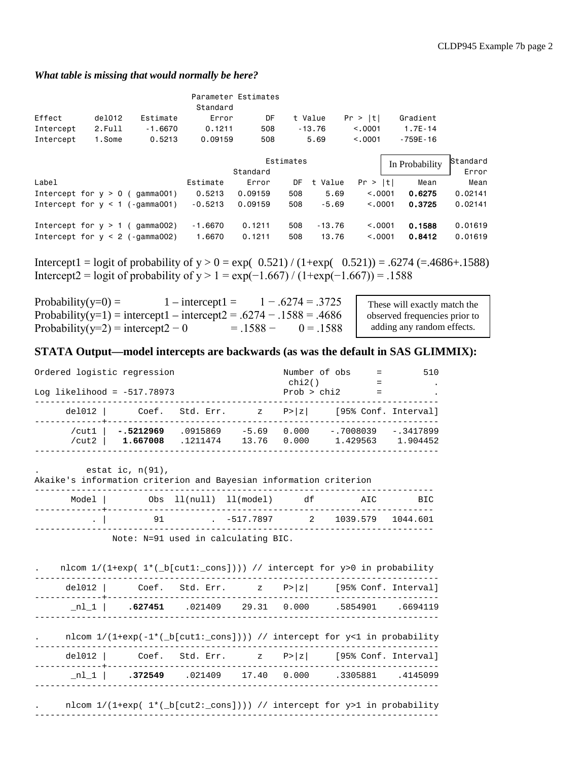***What table is missing that would normally be here?***

```
                                  Parameter Estimates
                                   Standard
Effect       del012    Estimate       Error       DF    t Value    Pr > |t|     Gradient
Intercept    2.Full     -1.6670      0.1211      508     -13.76      <.0001      1.7E-14
Intercept    1.Some      0.5213     0.09159      508       5.69      <.0001     -759E-16
```

```
                                                        Estimates
                                                                                   In Probability   Standard
                                                  Standard                                           Error
Label                                  Estimate      Error     DF   t Value   Pr > |t|       Mean     Mean
Intercept for y > 0 ( gamma001)          0.5213    0.09159    508      5.69     <.0001     0.6275   0.02141
Intercept for y < 1 (-gamma001)         -0.5213    0.09159    508     -5.69     <.0001     0.3725   0.02141

Intercept for y > 1 ( gamma002)         -1.6670     0.1211    508    -13.76     <.0001     0.1588   0.01619
Intercept for y < 2 (-gamma002)          1.6670     0.1211    508     13.76     <.0001     0.8412   0.01619
```

Intercept1 = logit of probability of y > 0 = exp( 0.521) / (1+exp( 0.521)) = .6274 (=.4686+.1588)
Intercept2 = logit of probability of y > 1 = exp(−1.667) / (1+exp(−1.667)) = .1588

Probability(y=0) = 1 – intercept1 = 1 − .6274 = .3725
Probability(y=1) = intercept1 – intercept2 = .6274 − .1588 = .4686
Probability(y=2) = intercept2 − 0 = .1588 − 0 = .1588

These will exactly match the observed frequencies prior to adding any random effects.

## STATA Output—model intercepts are backwards (as was the default in SAS GLIMMIX):

```
Ordered logistic regression                     Number of obs     =        510
                                                 chi2()           =          .
Log likelihood = -517.78973                     Prob > chi2       =          .
------------------------------------------------------------------------------
      del012 |      Coef.   Std. Err.      z    P>|z|     [95% Conf. Interval]
-------------+----------------------------------------------------------------
       /cut1 |  -.5212969   .0915869    -5.69   0.000    -.7008039   -.3417899
       /cut2 |   1.667008   .1211474    13.76   0.000     1.429563    1.904452
------------------------------------------------------------------------------

.        estat ic, n(91),
Akaike's information criterion and Bayesian information criterion
-----------------------------------------------------------------------------
       Model |        Obs  ll(null)  ll(model)      df         AIC        BIC
-------------+---------------------------------------------------------------
           . |         91         .  -517.7897       2    1039.579   1044.601
-----------------------------------------------------------------------------
               Note: N=91 used in calculating BIC.

.    nlcom 1/(1+exp( 1*(_b[cut1:_cons]))) // intercept for y>0 in probability
------------------------------------------------------------------------------
      del012 |      Coef.   Std. Err.      z    P>|z|     [95% Conf. Interval]
-------------+----------------------------------------------------------------
       _nl_1 |    .627451    .021409    29.31   0.000     .5854901    .6694119
------------------------------------------------------------------------------

.     nlcom 1/(1+exp(-1*(_b[cut1:_cons]))) // intercept for y<1 in probability
------------------------------------------------------------------------------
      del012 |      Coef.   Std. Err.      z    P>|z|     [95% Conf. Interval]
-------------+----------------------------------------------------------------
       _nl_1 |    .372549    .021409    17.40   0.000     .3305881    .4145099
------------------------------------------------------------------------------

.     nlcom 1/(1+exp( 1*(_b[cut2:_cons]))) // intercept for y>1 in probability
------------------------------------------------------------------------------
```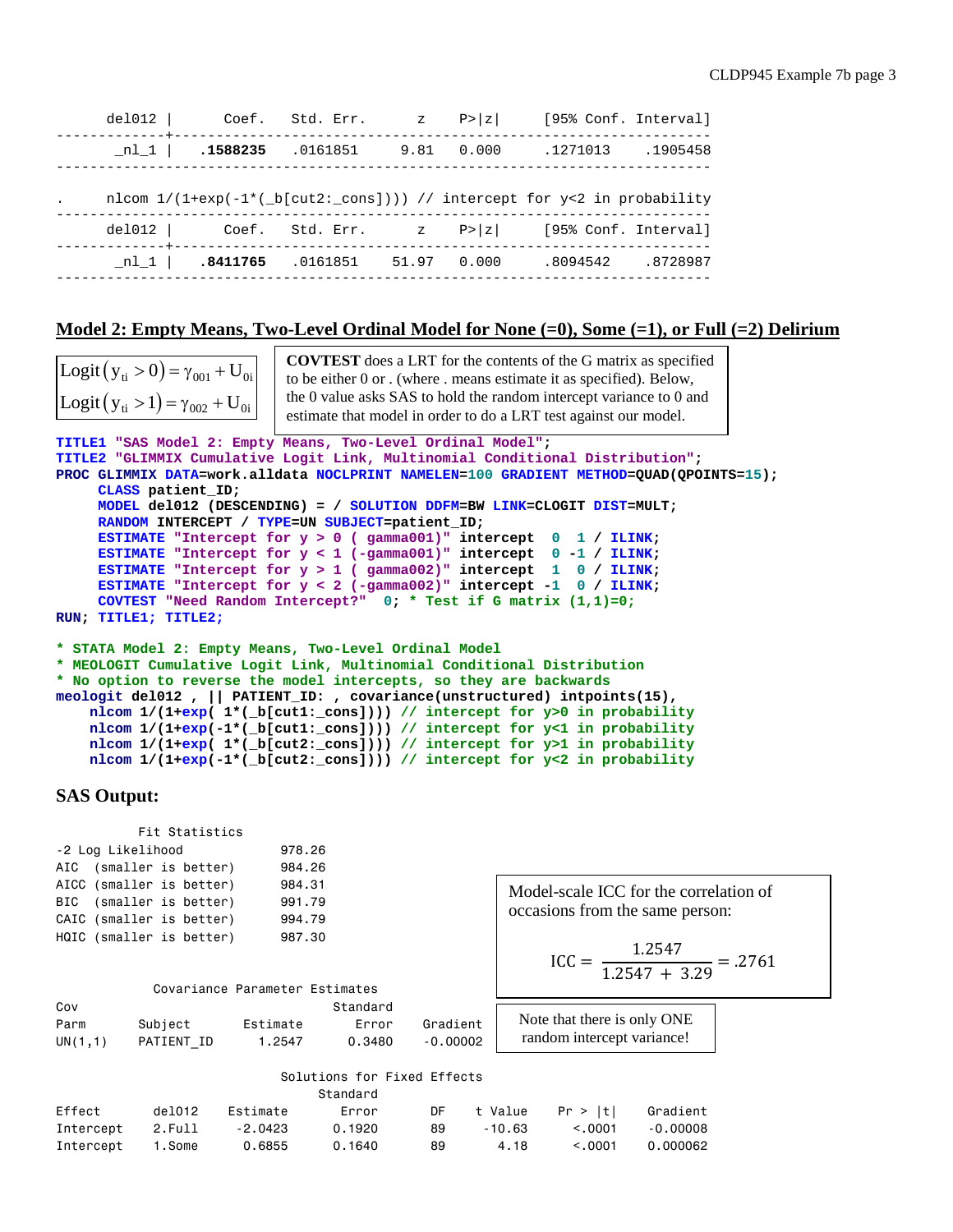```
      del012 |      Coef.   Std. Err.      z    P>|z|     [95% Conf. Interval]
-------------+----------------------------------------------------------------
       _nl_1 |   .1588235   .0161851     9.81   0.000     .1271013    .1905458
------------------------------------------------------------------------------

.     nlcom 1/(1+exp(-1*(_b[cut2:_cons]))) // intercept for y<2 in probability
------------------------------------------------------------------------------
      del012 |      Coef.   Std. Err.      z    P>|z|     [95% Conf. Interval]
-------------+----------------------------------------------------------------
       _nl_1 |   .8411765   .0161851    51.97   0.000     .8094542    .8728987
------------------------------------------------------------------------------
```

## Model 2: Empty Means, Two-Level Ordinal Model for None (=0), Some (=1), or Full (=2) Delirium

$$\text{Logit}(y_{ti} > 0) = \gamma_{001} + U_{0i}$$
$$\text{Logit}(y_{ti} > 1) = \gamma_{002} + U_{0i}$$

**COVTEST** does a LRT for the contents of the G matrix as specified to be either 0 or . (where . means estimate it as specified). Below, the 0 value asks SAS to hold the random intercept variance to 0 and estimate that model in order to do a LRT test against our model.

```
TITLE1 "SAS Model 2: Empty Means, Two-Level Ordinal Model";
TITLE2 "GLIMMIX Cumulative Logit Link, Multinomial Conditional Distribution";
PROC GLIMMIX DATA=work.alldata NOCLPRINT NAMELEN=100 GRADIENT METHOD=QUAD(QPOINTS=15);
     CLASS patient_ID;
     MODEL del012 (DESCENDING) = / SOLUTION DDFM=BW LINK=CLOGIT DIST=MULT;
     RANDOM INTERCEPT / TYPE=UN SUBJECT=patient_ID;
     ESTIMATE "Intercept for y > 0 ( gamma001)" intercept  0  1 / ILINK;
     ESTIMATE "Intercept for y < 1 (-gamma001)" intercept  0 -1 / ILINK;
     ESTIMATE "Intercept for y > 1 ( gamma002)" intercept  1  0 / ILINK;
     ESTIMATE "Intercept for y < 2 (-gamma002)" intercept -1  0 / ILINK;
     COVTEST "Need Random Intercept?"  0; * Test if G matrix (1,1)=0;
RUN; TITLE1; TITLE2;

* STATA Model 2: Empty Means, Two-Level Ordinal Model
* MEOLOGIT Cumulative Logit Link, Multinomial Conditional Distribution
* No option to reverse the model intercepts, so they are backwards
meologit del012 , || PATIENT_ID: , covariance(unstructured) intpoints(15),
    nlcom 1/(1+exp( 1*(_b[cut1:_cons]))) // intercept for y>0 in probability
    nlcom 1/(1+exp(-1*(_b[cut1:_cons]))) // intercept for y<1 in probability
    nlcom 1/(1+exp( 1*(_b[cut2:_cons]))) // intercept for y>1 in probability
    nlcom 1/(1+exp(-1*(_b[cut2:_cons]))) // intercept for y<2 in probability
```

### SAS Output:

```
           Fit Statistics
-2 Log Likelihood             978.26
AIC  (smaller is better)      984.26
AICC (smaller is better)      984.31
BIC  (smaller is better)      991.79
CAIC (smaller is better)      994.79
HQIC (smaller is better)      987.30

            Covariance Parameter Estimates
Cov                                 Standard
Parm       Subject      Estimate       Error     Gradient
UN(1,1)    PATIENT_ID     1.2547      0.3480     -0.00002
```

Model-scale ICC for the correlation of occasions from the same person:

$$\text{ICC} = \frac{1.2547}{1.2547 + 3.29} = .2761$$

Note that there is only ONE random intercept variance!

```
                          Solutions for Fixed Effects
                              Standard
Effect       del012   Estimate     Error      DF    t Value    Pr > |t|    Gradient
Intercept    2.Full    -2.0423    0.1920      89     -10.63      <.0001    -0.00008
Intercept    1.Some     0.6855    0.1640      89       4.18      <.0001    0.000062
```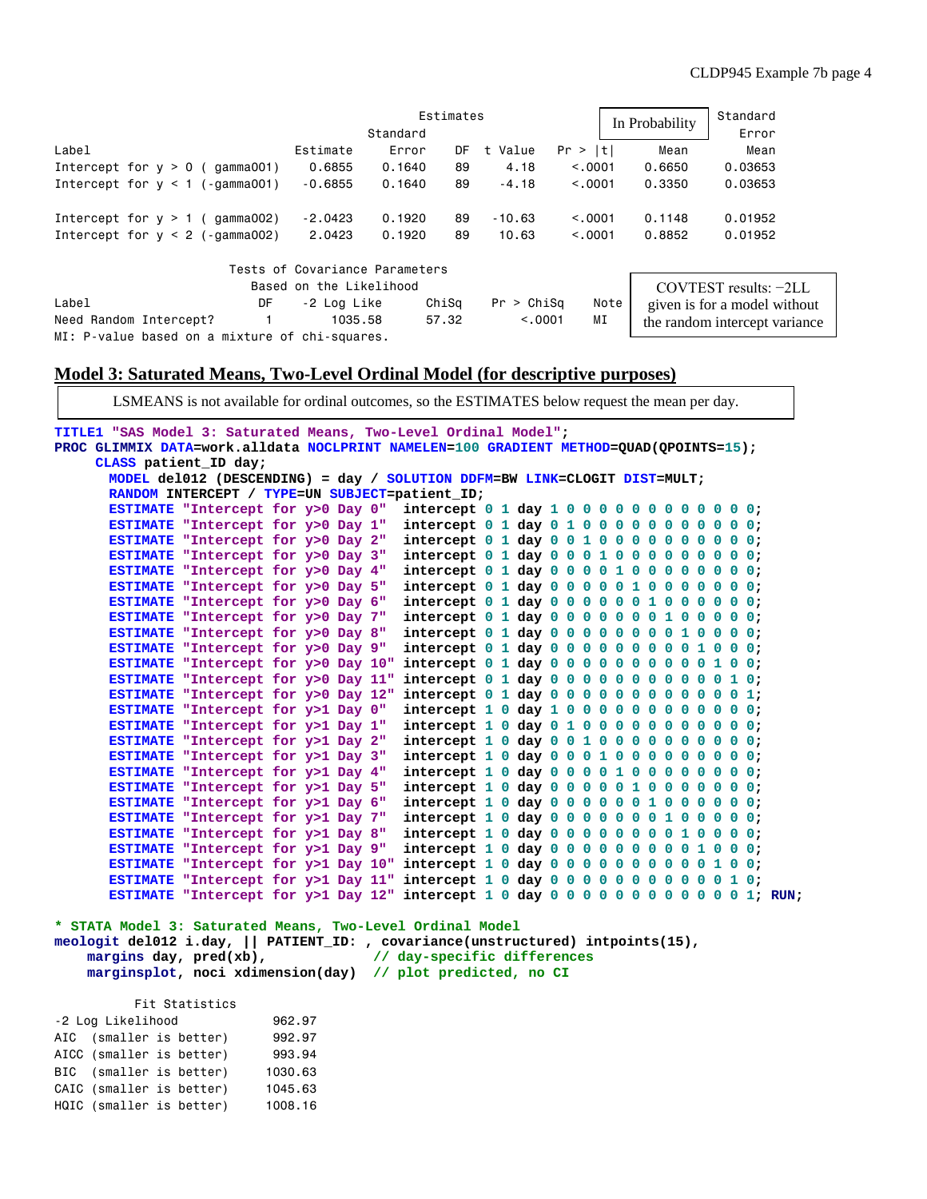| Label | Estimate | Standard Error | DF | t Value | Pr > \|t\| | In Probability Mean | Standard Error Mean |
|---|---|---|---|---|---|---|---|
| Intercept for y > 0 ( gamma001) | 0.6855 | 0.1640 | 89 | 4.18 | <.0001 | 0.6650 | 0.03653 |
| Intercept for y < 1 (-gamma001) | -0.6855 | 0.1640 | 89 | -4.18 | <.0001 | 0.3350 | 0.03653 |
| Intercept for y > 1 ( gamma002) | -2.0423 | 0.1920 | 89 | -10.63 | <.0001 | 0.1148 | 0.01952 |
| Intercept for y < 2 (-gamma002) | 2.0423 | 0.1920 | 89 | 10.63 | <.0001 | 0.8852 | 0.01952 |

Tests of Covariance Parameters Based on the Likelihood

| Label | DF | -2 Log Like | ChiSq | Pr > ChiSq | Note |
|---|---|---|---|---|---|
| Need Random Intercept? | 1 | 1035.58 | 57.32 | <.0001 | MI |

MI: P-value based on a mixture of chi-squares.

COVTEST results: −2LL given is for a model without the random intercept variance

## Model 3: Saturated Means, Two-Level Ordinal Model (for descriptive purposes)

LSMEANS is not available for ordinal outcomes, so the ESTIMATES below request the mean per day.

```
TITLE1 "SAS Model 3: Saturated Means, Two-Level Ordinal Model";
PROC GLIMMIX DATA=work.alldata NOCLPRINT NAMELEN=100 GRADIENT METHOD=QUAD(QPOINTS=15);
     CLASS patient_ID day;
      MODEL del012 (DESCENDING) = day / SOLUTION DDFM=BW LINK=CLOGIT DIST=MULT;
      RANDOM INTERCEPT / TYPE=UN SUBJECT=patient_ID;
      ESTIMATE "Intercept for y>0 Day 0"  intercept 0 1 day 1 0 0 0 0 0 0 0 0 0 0 0 0;
      ESTIMATE "Intercept for y>0 Day 1"  intercept 0 1 day 0 1 0 0 0 0 0 0 0 0 0 0 0;
      ESTIMATE "Intercept for y>0 Day 2"  intercept 0 1 day 0 0 1 0 0 0 0 0 0 0 0 0 0;
      ESTIMATE "Intercept for y>0 Day 3"  intercept 0 1 day 0 0 0 1 0 0 0 0 0 0 0 0 0;
      ESTIMATE "Intercept for y>0 Day 4"  intercept 0 1 day 0 0 0 0 1 0 0 0 0 0 0 0 0;
      ESTIMATE "Intercept for y>0 Day 5"  intercept 0 1 day 0 0 0 0 0 1 0 0 0 0 0 0 0;
      ESTIMATE "Intercept for y>0 Day 6"  intercept 0 1 day 0 0 0 0 0 0 1 0 0 0 0 0 0;
      ESTIMATE "Intercept for y>0 Day 7"  intercept 0 1 day 0 0 0 0 0 0 0 1 0 0 0 0 0;
      ESTIMATE "Intercept for y>0 Day 8"  intercept 0 1 day 0 0 0 0 0 0 0 0 1 0 0 0 0;
      ESTIMATE "Intercept for y>0 Day 9"  intercept 0 1 day 0 0 0 0 0 0 0 0 0 1 0 0 0;
      ESTIMATE "Intercept for y>0 Day 10" intercept 0 1 day 0 0 0 0 0 0 0 0 0 0 1 0 0;
      ESTIMATE "Intercept for y>0 Day 11" intercept 0 1 day 0 0 0 0 0 0 0 0 0 0 0 1 0;
      ESTIMATE "Intercept for y>0 Day 12" intercept 0 1 day 0 0 0 0 0 0 0 0 0 0 0 0 1;
      ESTIMATE "Intercept for y>1 Day 0"  intercept 1 0 day 1 0 0 0 0 0 0 0 0 0 0 0 0;
      ESTIMATE "Intercept for y>1 Day 1"  intercept 1 0 day 0 1 0 0 0 0 0 0 0 0 0 0 0;
      ESTIMATE "Intercept for y>1 Day 2"  intercept 1 0 day 0 0 1 0 0 0 0 0 0 0 0 0 0;
      ESTIMATE "Intercept for y>1 Day 3"  intercept 1 0 day 0 0 0 1 0 0 0 0 0 0 0 0 0;
      ESTIMATE "Intercept for y>1 Day 4"  intercept 1 0 day 0 0 0 0 1 0 0 0 0 0 0 0 0;
      ESTIMATE "Intercept for y>1 Day 5"  intercept 1 0 day 0 0 0 0 0 1 0 0 0 0 0 0 0;
      ESTIMATE "Intercept for y>1 Day 6"  intercept 1 0 day 0 0 0 0 0 0 1 0 0 0 0 0 0;
      ESTIMATE "Intercept for y>1 Day 7"  intercept 1 0 day 0 0 0 0 0 0 0 1 0 0 0 0 0;
      ESTIMATE "Intercept for y>1 Day 8"  intercept 1 0 day 0 0 0 0 0 0 0 0 1 0 0 0 0;
      ESTIMATE "Intercept for y>1 Day 9"  intercept 1 0 day 0 0 0 0 0 0 0 0 0 1 0 0 0;
      ESTIMATE "Intercept for y>1 Day 10" intercept 1 0 day 0 0 0 0 0 0 0 0 0 0 1 0 0;
      ESTIMATE "Intercept for y>1 Day 11" intercept 1 0 day 0 0 0 0 0 0 0 0 0 0 0 1 0;
      ESTIMATE "Intercept for y>1 Day 12" intercept 1 0 day 0 0 0 0 0 0 0 0 0 0 0 0 1; RUN;
```

```
* STATA Model 3: Saturated Means, Two-Level Ordinal Model
meologit del012 i.day, || PATIENT_ID: , covariance(unstructured) intpoints(15),
    margins day, pred(xb),              // day-specific differences
    marginsplot, noci xdimension(day)   // plot predicted, no CI
```

Fit Statistics

| Statistic | Value |
|---|---|
| -2 Log Likelihood | 962.97 |
| AIC (smaller is better) | 992.97 |
| AICC (smaller is better) | 993.94 |
| BIC (smaller is better) | 1030.63 |
| CAIC (smaller is better) | 1045.63 |
| HQIC (smaller is better) | 1008.16 |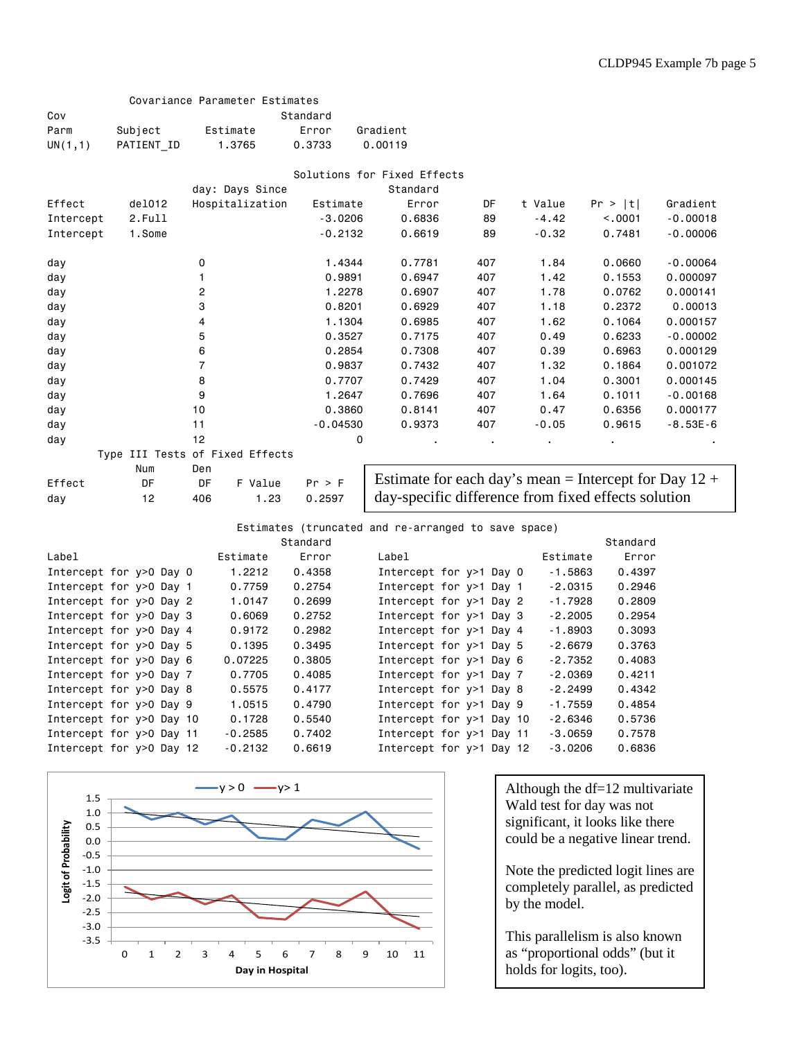**Covariance Parameter Estimates**

| Cov Parm | Subject | Estimate | Standard Error | Gradient |
|---|---|---|---|---|
| UN(1,1) | PATIENT_ID | 1.3765 | 0.3733 | 0.00119 |

**Solutions for Fixed Effects**

| Effect | del012 | day: Days Since Hospitalization | Estimate | Standard Error | DF | t Value | Pr > \|t\| | Gradient |
|---|---|---|---|---|---|---|---|---|
| Intercept | 2.Full | | -3.0206 | 0.6836 | 89 | -4.42 | <.0001 | -0.00018 |
| Intercept | 1.Some | | -0.2132 | 0.6619 | 89 | -0.32 | 0.7481 | -0.00006 |
| day | | 0 | 1.4344 | 0.7781 | 407 | 1.84 | 0.0660 | -0.00064 |
| day | | 1 | 0.9891 | 0.6947 | 407 | 1.42 | 0.1553 | 0.000097 |
| day | | 2 | 1.2278 | 0.6907 | 407 | 1.78 | 0.0762 | 0.000141 |
| day | | 3 | 0.8201 | 0.6929 | 407 | 1.18 | 0.2372 | 0.00013 |
| day | | 4 | 1.1304 | 0.6985 | 407 | 1.62 | 0.1064 | 0.000157 |
| day | | 5 | 0.3527 | 0.7175 | 407 | 0.49 | 0.6233 | -0.00002 |
| day | | 6 | 0.2854 | 0.7308 | 407 | 0.39 | 0.6963 | 0.000129 |
| day | | 7 | 0.9837 | 0.7432 | 407 | 1.32 | 0.1864 | 0.001072 |
| day | | 8 | 0.7707 | 0.7429 | 407 | 1.04 | 0.3001 | 0.000145 |
| day | | 9 | 1.2647 | 0.7696 | 407 | 1.64 | 0.1011 | -0.00168 |
| day | | 10 | 0.3860 | 0.8141 | 407 | 0.47 | 0.6356 | 0.000177 |
| day | | 11 | -0.04530 | 0.9373 | 407 | -0.05 | 0.9615 | -8.53E-6 |
| day | | 12 | 0 | . | . | . | . | . |

**Type III Tests of Fixed Effects**

| Effect | Num DF | Den DF | F Value | Pr > F |
|---|---|---|---|---|
| day | 12 | 406 | 1.23 | 0.2597 |

Estimate for each day's mean = Intercept for Day 12 + day-specific difference from fixed effects solution

**Estimates (truncated and re-arranged to save space)**

| Label | Estimate | Standard Error | Label | Estimate | Standard Error |
|---|---|---|---|---|---|
| Intercept for y>0 Day 0 | 1.2212 | 0.4358 | Intercept for y>1 Day 0 | -1.5863 | 0.4397 |
| Intercept for y>0 Day 1 | 0.7759 | 0.2754 | Intercept for y>1 Day 1 | -2.0315 | 0.2946 |
| Intercept for y>0 Day 2 | 1.0147 | 0.2699 | Intercept for y>1 Day 2 | -1.7928 | 0.2809 |
| Intercept for y>0 Day 3 | 0.6069 | 0.2752 | Intercept for y>1 Day 3 | -2.2005 | 0.2954 |
| Intercept for y>0 Day 4 | 0.9172 | 0.2982 | Intercept for y>1 Day 4 | -1.8903 | 0.3093 |
| Intercept for y>0 Day 5 | 0.1395 | 0.3495 | Intercept for y>1 Day 5 | -2.6679 | 0.3763 |
| Intercept for y>0 Day 6 | 0.07225 | 0.3805 | Intercept for y>1 Day 6 | -2.7352 | 0.4083 |
| Intercept for y>0 Day 7 | 0.7705 | 0.4085 | Intercept for y>1 Day 7 | -2.0369 | 0.4211 |
| Intercept for y>0 Day 8 | 0.5575 | 0.4177 | Intercept for y>1 Day 8 | -2.2499 | 0.4342 |
| Intercept for y>0 Day 9 | 1.0515 | 0.4790 | Intercept for y>1 Day 9 | -1.7559 | 0.4854 |
| Intercept for y>0 Day 10 | 0.1728 | 0.5540 | Intercept for y>1 Day 10 | -2.6346 | 0.5736 |
| Intercept for y>0 Day 11 | -0.2585 | 0.7402 | Intercept for y>1 Day 11 | -3.0659 | 0.7578 |
| Intercept for y>0 Day 12 | -0.2132 | 0.6619 | Intercept for y>1 Day 12 | -3.0206 | 0.6836 |

Although the df=12 multivariate Wald test for day was not significant, it looks like there could be a negative linear trend.

Note the predicted logit lines are completely parallel, as predicted by the model.

This parallelism is also known as "proportional odds" (but it holds for logits, too).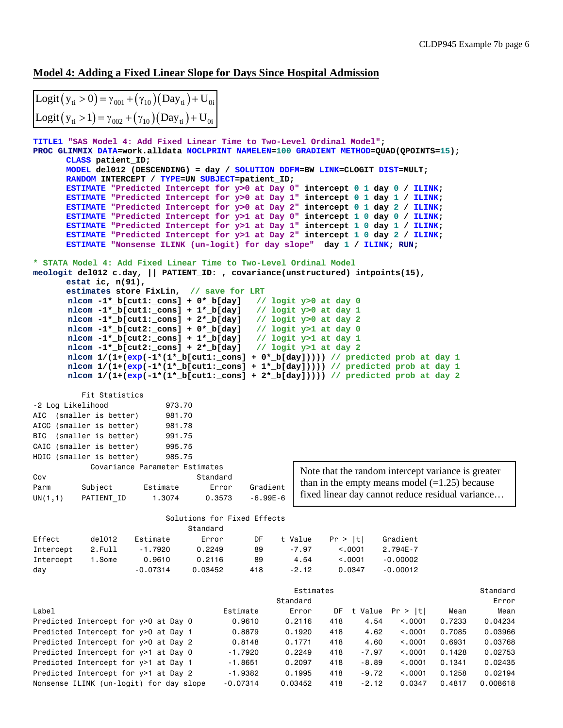## Model 4: Adding a Fixed Linear Slope for Days Since Hospital Admission

$$\text{Logit}\left(y_{ti} > 0\right) = \gamma_{001} + \left(\gamma_{10}\right)\left(\text{Day}_{ti}\right) + U_{0i}$$
$$\text{Logit}\left(y_{ti} > 1\right) = \gamma_{002} + \left(\gamma_{10}\right)\left(\text{Day}_{ti}\right) + U_{0i}$$

```
TITLE1 "SAS Model 4: Add Fixed Linear Time to Two-Level Ordinal Model";
PROC GLIMMIX DATA=work.alldata NOCLPRINT NAMELEN=100 GRADIENT METHOD=QUAD(QPOINTS=15);
      CLASS patient_ID;
      MODEL del012 (DESCENDING) = day / SOLUTION DDFM=BW LINK=CLOGIT DIST=MULT;
      RANDOM INTERCEPT / TYPE=UN SUBJECT=patient_ID;
      ESTIMATE "Predicted Intercept for y>0 at Day 0" intercept 0 1 day 0 / ILINK;
      ESTIMATE "Predicted Intercept for y>0 at Day 1" intercept 0 1 day 1 / ILINK;
      ESTIMATE "Predicted Intercept for y>0 at Day 2" intercept 0 1 day 2 / ILINK;
      ESTIMATE "Predicted Intercept for y>1 at Day 0" intercept 1 0 day 0 / ILINK;
      ESTIMATE "Predicted Intercept for y>1 at Day 1" intercept 1 0 day 1 / ILINK;
      ESTIMATE "Predicted Intercept for y>1 at Day 2" intercept 1 0 day 2 / ILINK;
      ESTIMATE "Nonsense ILINK (un-logit) for day slope"  day 1 / ILINK; RUN;

* STATA Model 4: Add Fixed Linear Time to Two-Level Ordinal Model
meologit del012 c.day, || PATIENT_ID: , covariance(unstructured) intpoints(15),
      estat ic, n(91),
      estimates store FixLin,  // save for LRT
       nlcom -1*_b[cut1:_cons] + 0*_b[day]   // logit y>0 at day 0
       nlcom -1*_b[cut1:_cons] + 1*_b[day]   // logit y>0 at day 1
       nlcom -1*_b[cut1:_cons] + 2*_b[day]   // logit y>0 at day 2
       nlcom -1*_b[cut2:_cons] + 0*_b[day]   // logit y>1 at day 0
       nlcom -1*_b[cut2:_cons] + 1*_b[day]   // logit y>1 at day 1
       nlcom -1*_b[cut2:_cons] + 2*_b[day]   // logit y>1 at day 2
       nlcom 1/(1+(exp(-1*(1*_b[cut1:_cons] + 0*_b[day])))) // predicted prob at day 1
       nlcom 1/(1+(exp(-1*(1*_b[cut1:_cons] + 1*_b[day])))) // predicted prob at day 1
       nlcom 1/(1+(exp(-1*(1*_b[cut1:_cons] + 2*_b[day])))) // predicted prob at day 2
```

Fit Statistics

| | |
|---|---|
| -2 Log Likelihood | 973.70 |
| AIC (smaller is better) | 981.70 |
| AICC (smaller is better) | 981.78 |
| BIC (smaller is better) | 991.75 |
| CAIC (smaller is better) | 995.75 |
| HQIC (smaller is better) | 985.75 |

Covariance Parameter Estimates

| Cov Parm | Subject | Estimate | Standard Error | Gradient |
|---|---|---|---|---|
| UN(1,1) | PATIENT_ID | 1.3074 | 0.3573 | -6.99E-6 |

Note that the random intercept variance is greater than in the empty means model (=1.25) because fixed linear day cannot reduce residual variance…

Solutions for Fixed Effects

| Effect | del012 | Estimate | Standard Error | DF | t Value | Pr > \|t\| | Gradient |
|---|---|---|---|---|---|---|---|
| Intercept | 2.Full | -1.7920 | 0.2249 | 89 | -7.97 | <.0001 | 2.794E-7 |
| Intercept | 1.Some | 0.9610 | 0.2116 | 89 | 4.54 | <.0001 | -0.00002 |
| day | | -0.07314 | 0.03452 | 418 | -2.12 | 0.0347 | -0.00012 |

Estimates

| Label | Estimate | Standard Error | DF | t Value | Pr > \|t\| | Mean | Standard Error Mean |
|---|---|---|---|---|---|---|---|
| Predicted Intercept for y>0 at Day 0 | 0.9610 | 0.2116 | 418 | 4.54 | <.0001 | 0.7233 | 0.04234 |
| Predicted Intercept for y>0 at Day 1 | 0.8879 | 0.1920 | 418 | 4.62 | <.0001 | 0.7085 | 0.03966 |
| Predicted Intercept for y>0 at Day 2 | 0.8148 | 0.1771 | 418 | 4.60 | <.0001 | 0.6931 | 0.03768 |
| Predicted Intercept for y>1 at Day 0 | -1.7920 | 0.2249 | 418 | -7.97 | <.0001 | 0.1428 | 0.02753 |
| Predicted Intercept for y>1 at Day 1 | -1.8651 | 0.2097 | 418 | -8.89 | <.0001 | 0.1341 | 0.02435 |
| Predicted Intercept for y>1 at Day 2 | -1.9382 | 0.1995 | 418 | -9.72 | <.0001 | 0.1258 | 0.02194 |
| Nonsense ILINK (un-logit) for day slope | -0.07314 | 0.03452 | 418 | -2.12 | 0.0347 | 0.4817 | 0.008618 |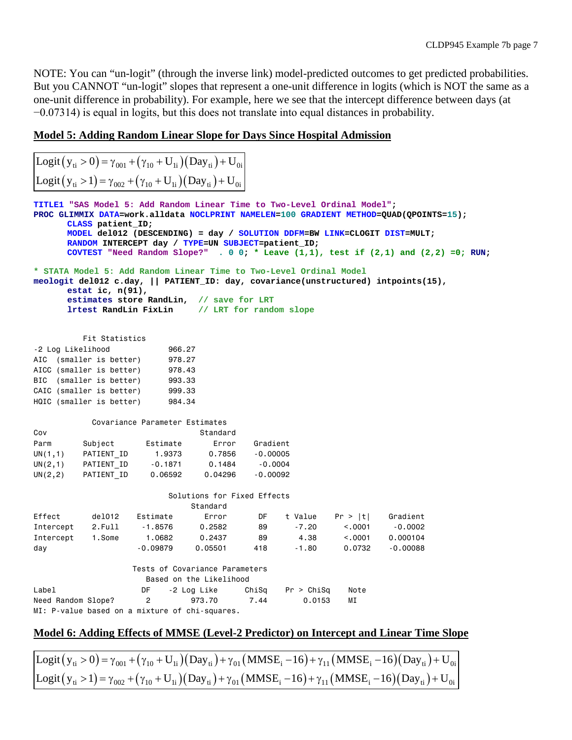NOTE: You can "un-logit" (through the inverse link) model-predicted outcomes to get predicted probabilities. But you CANNOT "un-logit" slopes that represent a one-unit difference in logits (which is NOT the same as a one-unit difference in probability). For example, here we see that the intercept difference between days (at −0.07314) is equal in logits, but this does not translate into equal distances in probability.

## Model 5: Adding Random Linear Slope for Days Since Hospital Admission

$$\text{Logit}(y_{ti} > 0) = \gamma_{001} + (\gamma_{10} + U_{1i})(\text{Day}_{ti}) + U_{0i}$$
$$\text{Logit}(y_{ti} > 1) = \gamma_{002} + (\gamma_{10} + U_{1i})(\text{Day}_{ti}) + U_{0i}$$

```
TITLE1 "SAS Model 5: Add Random Linear Time to Two-Level Ordinal Model";
PROC GLIMMIX DATA=work.alldata NOCLPRINT NAMELEN=100 GRADIENT METHOD=QUAD(QPOINTS=15);
      CLASS patient_ID;
      MODEL del012 (DESCENDING) = day / SOLUTION DDFM=BW LINK=CLOGIT DIST=MULT;
      RANDOM INTERCEPT day / TYPE=UN SUBJECT=patient_ID;
      COVTEST "Need Random Slope?"  . 0 0; * Leave (1,1), test if (2,1) and (2,2) =0; RUN;

* STATA Model 5: Add Random Linear Time to Two-Level Ordinal Model
meologit del012 c.day, || PATIENT_ID: day, covariance(unstructured) intpoints(15),
      estat ic, n(91),
      estimates store RandLin,  // save for LRT
      lrtest RandLin FixLin     // LRT for random slope
```

```
           Fit Statistics
-2 Log Likelihood           966.27
AIC  (smaller is better)    978.27
AICC (smaller is better)    978.43
BIC  (smaller is better)    993.33
CAIC (smaller is better)    999.33
HQIC (smaller is better)    984.34

             Covariance Parameter Estimates
Cov                                Standard
Parm       Subject      Estimate      Error    Gradient
UN(1,1)    PATIENT_ID     1.9373     0.7856    -0.00005
UN(2,1)    PATIENT_ID    -0.1871     0.1484     -0.0004
UN(2,2)    PATIENT_ID    0.06592    0.04296    -0.00092

                             Solutions for Fixed Effects
                                 Standard
Effect       del012    Estimate     Error      DF    t Value    Pr > |t|     Gradient
Intercept    2.Full     -1.8576    0.2582      89      -7.20      <.0001      -0.0002
Intercept    1.Some      1.0682    0.2437      89       4.38      <.0001     0.000104
day                    -0.09879   0.05501     418      -1.80      0.0732     -0.00088

                    Tests of Covariance Parameters
                       Based on the Likelihood
Label                 DF    -2 Log Like      ChiSq    Pr > ChiSq    Note
Need Random Slope?     2         973.70       7.44        0.0153    MI
MI: P-value based on a mixture of chi-squares.
```

## Model 6: Adding Effects of MMSE (Level-2 Predictor) on Intercept and Linear Time Slope

$$\text{Logit}(y_{ti} > 0) = \gamma_{001} + (\gamma_{10} + U_{1i})(\text{Day}_{ti}) + \gamma_{01}(\text{MMSE}_i - 16) + \gamma_{11}(\text{MMSE}_i - 16)(\text{Day}_{ti}) + U_{0i}$$
$$\text{Logit}(y_{ti} > 1) = \gamma_{002} + (\gamma_{10} + U_{1i})(\text{Day}_{ti}) + \gamma_{01}(\text{MMSE}_i - 16) + \gamma_{11}(\text{MMSE}_i - 16)(\text{Day}_{ti}) + U_{0i}$$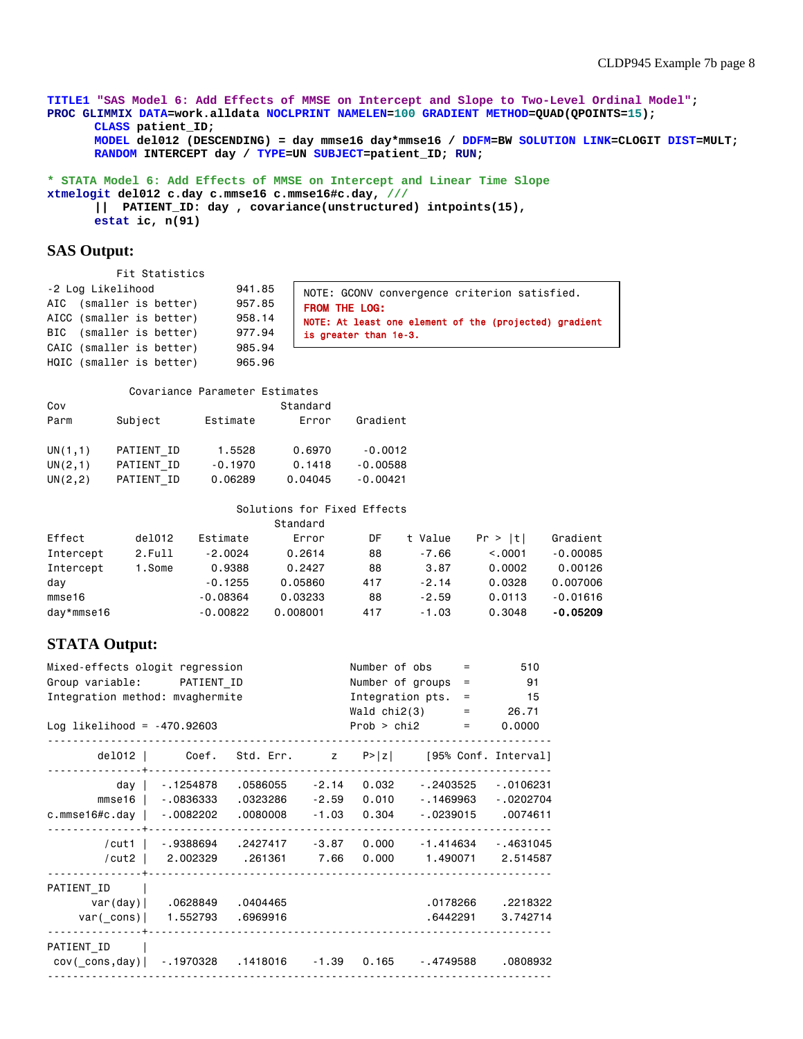```
TITLE1 "SAS Model 6: Add Effects of MMSE on Intercept and Slope to Two-Level Ordinal Model";
PROC GLIMMIX DATA=work.alldata NOCLPRINT NAMELEN=100 GRADIENT METHOD=QUAD(QPOINTS=15);
      CLASS patient_ID;
      MODEL del012 (DESCENDING) = day mmse16 day*mmse16 / DDFM=BW SOLUTION LINK=CLOGIT DIST=MULT;
      RANDOM INTERCEPT day / TYPE=UN SUBJECT=patient_ID; RUN;

* STATA Model 6: Add Effects of MMSE on Intercept and Linear Time Slope
xtmelogit del012 c.day c.mmse16 c.mmse16#c.day, ///
      || PATIENT_ID: day , covariance(unstructured) intpoints(15),
      estat ic, n(91)
```

## SAS Output:

```
         Fit Statistics

-2 Log Likelihood            941.85
AIC  (smaller is better)     957.85
AICC (smaller is better)     958.14
BIC  (smaller is better)     977.94
CAIC (smaller is better)     985.94
HQIC (smaller is better)     965.96
```

```
NOTE: GCONV convergence criterion satisfied.
FROM THE LOG:
NOTE: At least one element of the (projected) gradient
is greater than 1e-3.
```

```
            Covariance Parameter Estimates
Cov                                 Standard
Parm      Subject       Estimate       Error     Gradient

UN(1,1)   PATIENT_ID      1.5528      0.6970      -0.0012
UN(2,1)   PATIENT_ID     -0.1970      0.1418     -0.00588
UN(2,2)   PATIENT_ID     0.06289     0.04045     -0.00421

                             Solutions for Fixed Effects
                                   Standard
Effect        del012     Estimate        Error       DF    t Value    Pr > |t|    Gradient
Intercept     2.Full      -2.0024       0.2614       88      -7.66      <.0001    -0.00085
Intercept     1.Some       0.9388       0.2427       88       3.87      0.0002     0.00126
day                       -0.1255      0.05860      417      -2.14      0.0328    0.007006
mmse16                   -0.08364      0.03233       88      -2.59      0.0113    -0.01616
day*mmse16               -0.00822     0.008001      417      -1.03      0.3048    -0.05209
```

## STATA Output:

```
Mixed-effects ologit regression                 Number of obs      =       510
Group variable:       PATIENT_ID                Number of groups   =        91
Integration method: mvaghermite                 Integration pts.   =        15
                                                Wald chi2(3)       =     26.71
Log likelihood = -470.92603                     Prob > chi2        =    0.0000
------------------------------------------------------------------------------
       del012 |      Coef.   Std. Err.      z    P>|z|     [95% Conf. Interval]
--------------+---------------------------------------------------------------
          day |  -.1254878   .0586055    -2.14   0.032    -.2403525   -.0106231
       mmse16 |  -.0836333   .0323286    -2.59   0.010    -.1469963   -.0202704
c.mmse16#c.day|  -.0082202   .0080008    -1.03   0.304    -.0239015    .0074611
--------------+---------------------------------------------------------------
        /cut1 |  -.9388694   .2427417    -3.87   0.000    -1.414634   -.4631045
        /cut2 |   2.002329    .261361     7.66   0.000     1.490071    2.514587
--------------+---------------------------------------------------------------
PATIENT_ID    |
      var(day)|   .0628849   .0404465                      .0178266    .2218322
    var(_cons)|   1.552793   .6969916                      .6442291    3.742714
--------------+---------------------------------------------------------------
PATIENT_ID    |
 cov(_cons,day)|  -.1970328   .1418016    -1.39   0.165    -.4749588    .0808932
------------------------------------------------------------------------------
```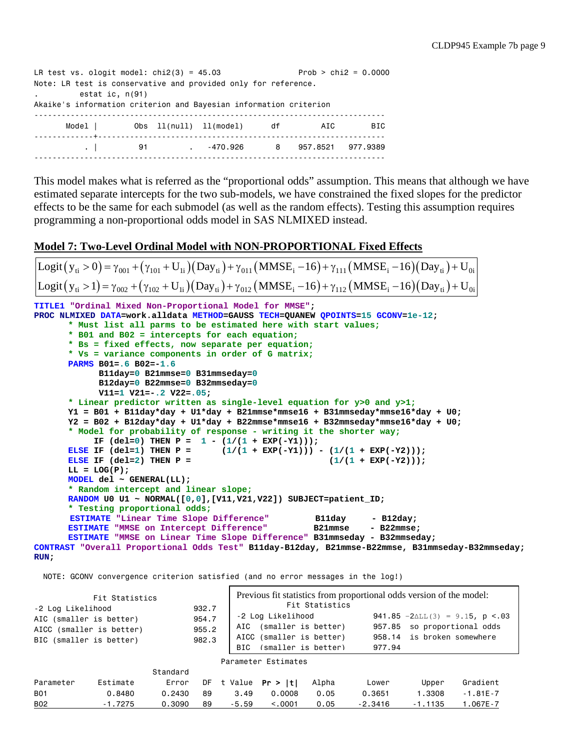```
LR test vs. ologit model: chi2(3) = 45.03                 Prob > chi2 = 0.0000
Note: LR test is conservative and provided only for reference.
.         estat ic, n(91)
Akaike's information criterion and Bayesian information criterion

-----------------------------------------------------------------------------
       Model |        Obs  ll(null)  ll(model)      df         AIC        BIC
-------------+---------------------------------------------------------------
           . |         91         .   -470.926       8    957.8521   977.9389
-----------------------------------------------------------------------------
```

This model makes what is referred as the "proportional odds" assumption. This means that although we have estimated separate intercepts for the two sub-models, we have constrained the fixed slopes for the predictor effects to be the same for each submodel (as well as the random effects). Testing this assumption requires programming a non-proportional odds model in SAS NLMIXED instead.

## Model 7: Two-Level Ordinal Model with NON-PROPORTIONAL Fixed Effects

$$\text{Logit}\left(y_{ti} > 0\right) = \gamma_{001} + \left(\gamma_{101} + U_{1i}\right)\left(\text{Day}_{ti}\right) + \gamma_{011}\left(\text{MMSE}_i - 16\right) + \gamma_{111}\left(\text{MMSE}_i - 16\right)\left(\text{Day}_{ti}\right) + U_{0i}$$

$$\text{Logit}\left(y_{ti} > 1\right) = \gamma_{002} + \left(\gamma_{102} + U_{1i}\right)\left(\text{Day}_{ti}\right) + \gamma_{012}\left(\text{MMSE}_i - 16\right) + \gamma_{112}\left(\text{MMSE}_i - 16\right)\left(\text{Day}_{ti}\right) + U_{0i}$$

```
TITLE1 "Ordinal Mixed Non-Proportional Model for MMSE";
PROC NLMIXED DATA=work.alldata METHOD=GAUSS TECH=QUANEW QPOINTS=15 GCONV=1e-12;
      * Must list all parms to be estimated here with start values;
      * B01 and B02 = intercepts for each equation;
      * Bs = fixed effects, now separate per equation;
      * Vs = variance components in order of G matrix;
      PARMS B01=.6 B02=-1.6
            B11day=0 B21mmse=0 B31mmseday=0
            B12day=0 B22mmse=0 B32mmseday=0
            V11=1 V21=-.2 V22=.05;
      * Linear predictor written as single-level equation for y>0 and y>1;
      Y1 = B01 + B11day*day + U1*day + B21mmse*mmse16 + B31mmseday*mmse16*day + U0;
      Y2 = B02 + B12day*day + U1*day + B22mmse*mmse16 + B32mmseday*mmse16*day + U0;
      * Model for probability of response - writing it the shorter way;
           IF (del=0) THEN P =  1 - (1/(1 + EXP(-Y1)));
      ELSE IF (del=1) THEN P =      (1/(1 + EXP(-Y1))) - (1/(1 + EXP(-Y2)));
      ELSE IF (del=2) THEN P =                           (1/(1 + EXP(-Y2)));
      LL = LOG(P);
      MODEL del ~ GENERAL(LL);
      * Random intercept and linear slope;
      RANDOM U0 U1 ~ NORMAL([0,0],[V11,V21,V22]) SUBJECT=patient_ID;
      * Testing proportional odds;
       ESTIMATE "Linear Time Slope Difference"         B11day     - B12day;
      ESTIMATE "MMSE on Intercept Difference"         B21mmse    - B22mmse;
      ESTIMATE "MMSE on Linear Time Slope Difference" B31mmseday - B32mmseday;
CONTRAST "Overall Proportional Odds Test" B11day-B12day, B21mmse-B22mmse, B31mmseday-B32mmseday;
RUN;
```

NOTE: GCONV convergence criterion satisfied (and no error messages in the log!)

| Fit Statistics | |
|---|---|
| -2 Log Likelihood | 932.7 |
| AIC (smaller is better) | 954.7 |
| AICC (smaller is better) | 955.2 |
| BIC (smaller is better) | 982.3 |

Previous fit statistics from proportional odds version of the model:

| Fit Statistics | | |
|---|---|---|
| -2 Log Likelihood | 941.85 | $-2\Delta LL(3) = 9.15$, $p < .03$ |
| AIC (smaller is better) | 957.85 | so proportional odds |
| AICC (smaller is better) | 958.14 | is broken somewhere |
| BIC (smaller is better) | 977.94 | |

Parameter Estimates

| Parameter | Estimate | Standard Error | DF | t Value | Pr > \|t\| | Alpha | Lower | Upper | Gradient |
|---|---|---|---|---|---|---|---|---|---|
| B01 | 0.8480 | 0.2430 | 89 | 3.49 | 0.0008 | 0.05 | 0.3651 | 1.3308 | -1.81E-7 |
| B02 | -1.7275 | 0.3090 | 89 | -5.59 | <.0001 | 0.05 | -2.3416 | -1.1135 | 1.067E-7 |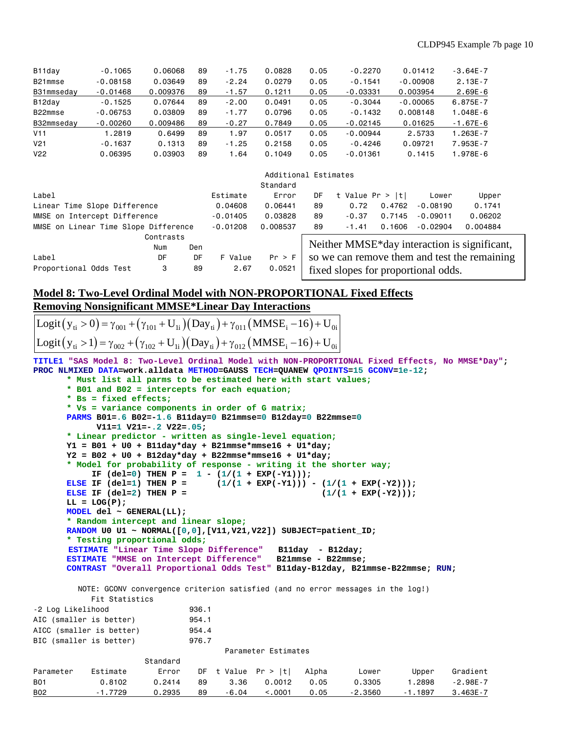| | | | | | | | | |
|---|---|---|---|---|---|---|---|---|
| B11day | -0.1065 | 0.06068 | 89 | -1.75 | 0.0828 | 0.05 | -0.2270 | 0.01412 | -3.64E-7 |
| B21mmse | -0.08158 | 0.03649 | 89 | -2.24 | 0.0279 | 0.05 | -0.1541 | -0.00908 | 2.13E-7 |
| B31mmseday | -0.01468 | 0.009376 | 89 | -1.57 | 0.1211 | 0.05 | -0.03331 | 0.003954 | 2.69E-6 |
| B12day | -0.1525 | 0.07644 | 89 | -2.00 | 0.0491 | 0.05 | -0.3044 | -0.00065 | 6.875E-7 |
| B22mmse | -0.06753 | 0.03809 | 89 | -1.77 | 0.0796 | 0.05 | -0.1432 | 0.008148 | 1.048E-6 |
| B32mmseday | -0.00260 | 0.009486 | 89 | -0.27 | 0.7849 | 0.05 | -0.02145 | 0.01625 | -1.67E-6 |
| V11 | 1.2819 | 0.6499 | 89 | 1.97 | 0.0517 | 0.05 | -0.00944 | 2.5733 | 1.263E-7 |
| V21 | -0.1637 | 0.1313 | 89 | -1.25 | 0.2158 | 0.05 | -0.4246 | 0.09721 | 7.953E-7 |
| V22 | 0.06395 | 0.03903 | 89 | 1.64 | 0.1049 | 0.05 | -0.01361 | 0.1415 | 1.978E-6 |

Additional Estimates

| Label | Estimate | Standard Error | DF | t Value | Pr > \|t\| | Lower | Upper |
|---|---|---|---|---|---|---|---|
| Linear Time Slope Difference | 0.04608 | 0.06441 | 89 | 0.72 | 0.4762 | -0.08190 | 0.1741 |
| MMSE on Intercept Difference | -0.01405 | 0.03828 | 89 | -0.37 | 0.7145 | -0.09011 | 0.06202 |
| MMSE on Linear Time Slope Difference | -0.01208 | 0.008537 | 89 | -1.41 | 0.1606 | -0.02904 | 0.004884 |

Contrasts

| Label | Num DF | Den DF | F Value | Pr > F |
|---|---|---|---|---|
| Proportional Odds Test | 3 | 89 | 2.67 | 0.0521 |

Neither MMSE*day interaction is significant, so we can remove them and test the remaining fixed slopes for proportional odds.

## Model 8: Two-Level Ordinal Model with NON-PROPORTIONAL Fixed Effects Removing Nonsignificant MMSE*Linear Day Interactions

$$\text{Logit}\left(y_{ti} > 0\right) = \gamma_{001} + \left(\gamma_{101} + U_{1i}\right)\left(\text{Day}_{ti}\right) + \gamma_{011}\left(\text{MMSE}_i - 16\right) + U_{0i}$$

$$\text{Logit}\left(y_{ti} > 1\right) = \gamma_{002} + \left(\gamma_{102} + U_{1i}\right)\left(\text{Day}_{ti}\right) + \gamma_{012}\left(\text{MMSE}_i - 16\right) + U_{0i}$$

```
TITLE1 "SAS Model 8: Two-Level Ordinal Model with NON-PROPORTIONAL Fixed Effects, No MMSE*Day";
PROC NLMIXED DATA=work.alldata METHOD=GAUSS TECH=QUANEW QPOINTS=15 GCONV=1e-12;
      * Must list all parms to be estimated here with start values;
      * B01 and B02 = intercepts for each equation;
      * Bs = fixed effects;
      * Vs = variance components in order of G matrix;
      PARMS B01=.6 B02=-1.6 B11day=0 B21mmse=0 B12day=0 B22mmse=0
            V11=1 V21=-.2 V22=.05;
      * Linear predictor - written as single-level equation;
      Y1 = B01 + U0 + B11day*day + B21mmse*mmse16 + U1*day;
      Y2 = B02 + U0 + B12day*day + B22mmse*mmse16 + U1*day;
      * Model for probability of response - writing it the shorter way;
           IF (del=0) THEN P =  1 - (1/(1 + EXP(-Y1)));
      ELSE IF (del=1) THEN P =      (1/(1 + EXP(-Y1))) - (1/(1 + EXP(-Y2)));
      ELSE IF (del=2) THEN P =                           (1/(1 + EXP(-Y2)));
      LL = LOG(P);
      MODEL del ~ GENERAL(LL);
      * Random intercept and linear slope;
      RANDOM U0 U1 ~ NORMAL([0,0],[V11,V21,V22]) SUBJECT=patient_ID;
      * Testing proportional odds;
       ESTIMATE "Linear Time Slope Difference"   B11day  - B12day;
      ESTIMATE "MMSE on Intercept Difference"   B21mmse - B22mmse;
      CONTRAST "Overall Proportional Odds Test" B11day-B12day, B21mmse-B22mmse; RUN;
```

NOTE: GCONV convergence criterion satisfied (and no error messages in the log!)

Fit Statistics

| | |
|---|---|
| -2 Log Likelihood | 936.1 |
| AIC (smaller is better) | 954.1 |
| AICC (smaller is better) | 954.4 |
| BIC (smaller is better) | 976.7 |

Parameter Estimates

| Parameter | Estimate | Standard Error | DF | t Value | Pr > \|t\| | Alpha | Lower | Upper | Gradient |
|---|---|---|---|---|---|---|---|---|---|
| B01 | 0.8102 | 0.2414 | 89 | 3.36 | 0.0012 | 0.05 | 0.3305 | 1.2898 | -2.98E-7 |
| B02 | -1.7729 | 0.2935 | 89 | -6.04 | <.0001 | 0.05 | -2.3560 | -1.1897 | 3.463E-7 |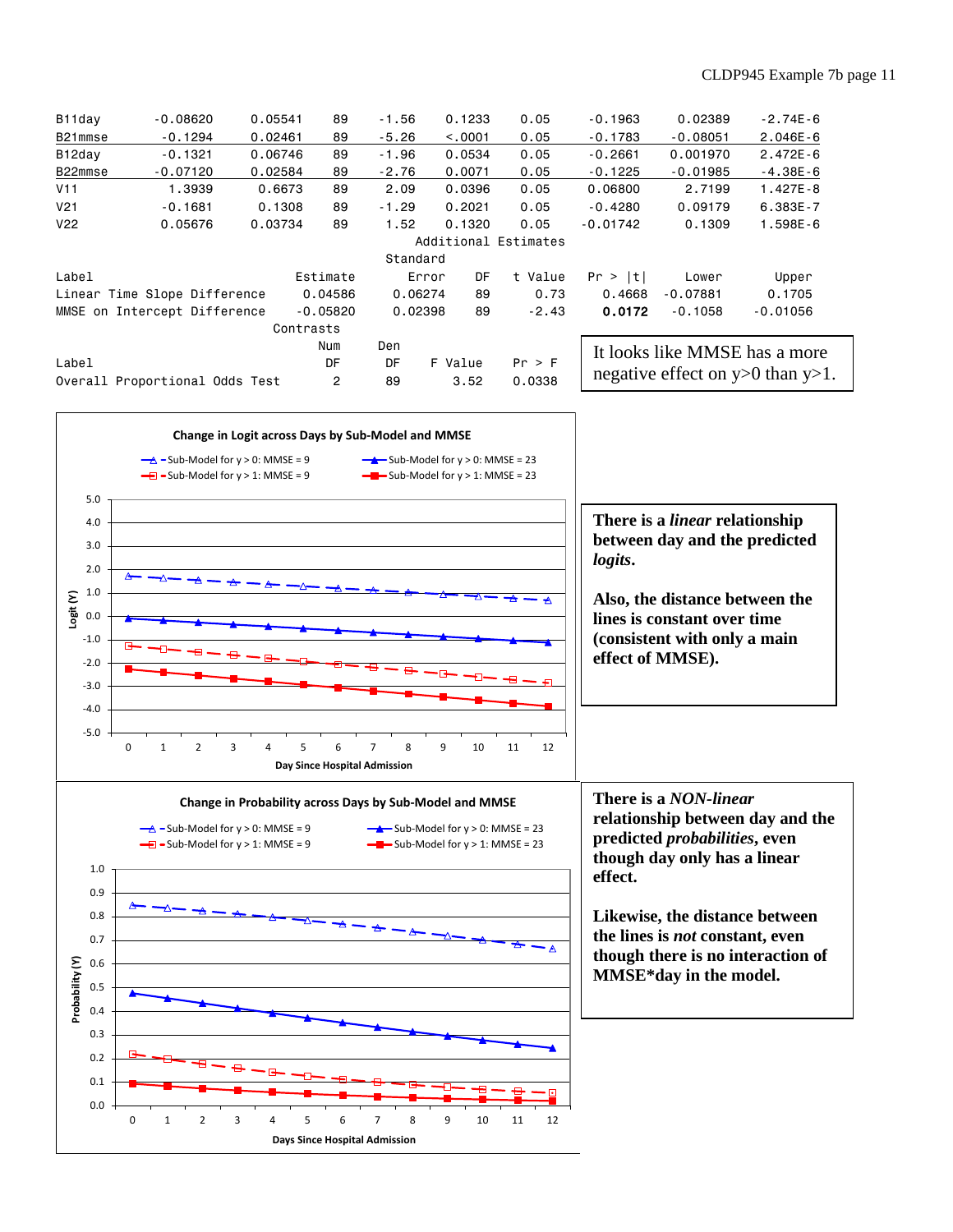| | | | | | | | | | |
|---|---|---|---|---|---|---|---|---|---|
| B11day | -0.08620 | 0.05541 | 89 | -1.56 | 0.1233 | 0.05 | -0.1963 | 0.02389 | -2.74E-6 |
| B21mmse | -0.1294 | 0.02461 | 89 | -5.26 | <.0001 | 0.05 | -0.1783 | -0.08051 | 2.046E-6 |
| B12day | -0.1321 | 0.06746 | 89 | -1.96 | 0.0534 | 0.05 | -0.2661 | 0.001970 | 2.472E-6 |
| B22mmse | -0.07120 | 0.02584 | 89 | -2.76 | 0.0071 | 0.05 | -0.1225 | -0.01985 | -4.38E-6 |
| V11 | 1.3939 | 0.6673 | 89 | 2.09 | 0.0396 | 0.05 | 0.06800 | 2.7199 | 1.427E-8 |
| V21 | -0.1681 | 0.1308 | 89 | -1.29 | 0.2021 | 0.05 | -0.4280 | 0.09179 | 6.383E-7 |
| V22 | 0.05676 | 0.03734 | 89 | 1.52 | 0.1320 | 0.05 | -0.01742 | 0.1309 | 1.598E-6 |

Additional Estimates

| Label | Estimate | Standard Error | DF | t Value | Pr > \|t\| | Lower | Upper |
|---|---|---|---|---|---|---|---|
| Linear Time Slope Difference | 0.04586 | 0.06274 | 89 | 0.73 | 0.4668 | -0.07881 | 0.1705 |
| MMSE on Intercept Difference | -0.05820 | 0.02398 | 89 | -2.43 | **0.0172** | -0.1058 | -0.01056 |

Contrasts

| Label | Num DF | Den DF | F Value | Pr > F |
|---|---|---|---|---|
| Overall Proportional Odds Test | 2 | 89 | 3.52 | 0.0338 |

It looks like MMSE has a more negative effect on y>0 than y>1.

**Change in Logit across Days by Sub-Model and MMSE**

**There is a *linear* relationship between day and the predicted *logits*.**

**Also, the distance between the lines is constant over time (consistent with only a main effect of MMSE).**

**Change in Probability across Days by Sub-Model and MMSE**

**There is a *NON-linear* relationship between day and the predicted *probabilities*, even though day only has a linear effect.**

**Likewise, the distance between the lines is *not* constant, even though there is no interaction of MMSE*day in the model.**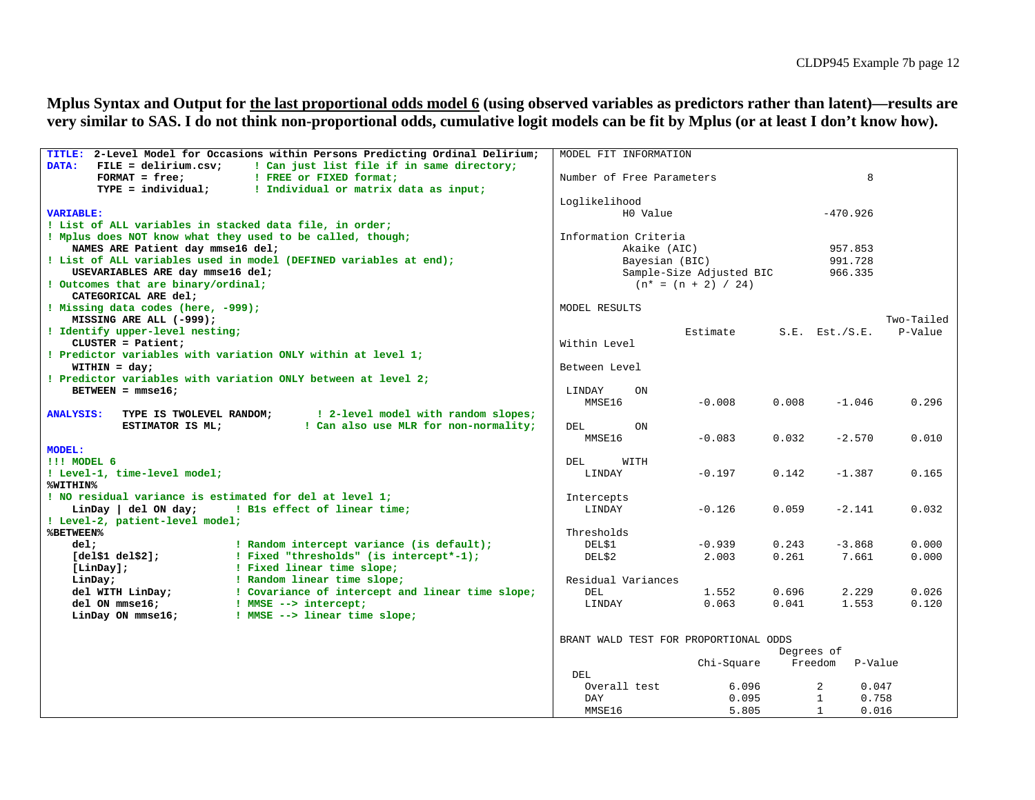**Mplus Syntax and Output for <u>the last proportional odds model 6</u> (using observed variables as predictors rather than latent)—results are very similar to SAS. I do not think non-proportional odds, cumulative logit models can be fit by Mplus (or at least I don't know how).**

```
TITLE:  2-Level Model for Occasions within Persons Predicting Ordinal Delirium;
DATA:   FILE = delirium.csv;      ! Can just list file if in same directory;
        FORMAT = free;            ! FREE or FIXED format;
        TYPE = individual;        ! Individual or matrix data as input;

VARIABLE:
! List of ALL variables in stacked data file, in order;
! Mplus does NOT know what they used to be called, though;
    NAMES ARE Patient day mmse16 del;
! List of ALL variables used in model (DEFINED variables at end);
    USEVARIABLES ARE day mmse16 del;
! Outcomes that are binary/ordinal;
    CATEGORICAL ARE del;
! Missing data codes (here, -999);
    MISSING ARE ALL (-999);
! Identify upper-level nesting;
    CLUSTER = Patient;
! Predictor variables with variation ONLY within at level 1;
    WITHIN = day;
! Predictor variables with variation ONLY between at level 2;
    BETWEEN = mmse16;

ANALYSIS:   TYPE IS TWOLEVEL RANDOM;       ! 2-level model with random slopes;
            ESTIMATOR IS ML;             ! Can also use MLR for non-normality;

MODEL:
!!! MODEL 6
! Level-1, time-level model;
%WITHIN%
! NO residual variance is estimated for del at level 1;
    LinDay | del ON day;      ! B1s effect of linear time;
! Level-2, patient-level model;
%BETWEEN%
    del;                      ! Random intercept variance (is default);
    [del$1 del$2];            ! Fixed "thresholds" (is intercept*-1);
    [LinDay];                 ! Fixed linear time slope;
    LinDay;                   ! Random linear time slope;
    del WITH LinDay;          ! Covariance of intercept and linear time slope;
    del ON mmse16;            ! MMSE --> intercept;
    LinDay ON mmse16;         ! MMSE --> linear time slope;
```

```
MODEL FIT INFORMATION

Number of Free Parameters                        8

Loglikelihood
          H0 Value                        -470.926

Information Criteria
          Akaike (AIC)                     957.853
          Bayesian (BIC)                   991.728
          Sample-Size Adjusted BIC         966.335
            (n* = (n + 2) / 24)

MODEL RESULTS
                                                            Two-Tailed
                    Estimate       S.E.  Est./S.E.    P-Value
Within Level

Between Level

 LINDAY     ON
    MMSE16            -0.008      0.008     -1.046      0.296

 DEL        ON
    MMSE16            -0.083      0.032     -2.570      0.010

 DEL      WITH
    LINDAY            -0.197      0.142     -1.387      0.165

 Intercepts
    LINDAY            -0.126      0.059     -2.141      0.032

 Thresholds
    DEL$1             -0.939      0.243     -3.868      0.000
    DEL$2              2.003      0.261      7.661      0.000

 Residual Variances
    DEL                1.552      0.696      2.229      0.026
    LINDAY             0.063      0.041      1.553      0.120


BRANT WALD TEST FOR PROPORTIONAL ODDS
                                   Degrees of
                      Chi-Square     Freedom   P-Value
  DEL
    Overall test           6.096         2      0.047
    DAY                    0.095         1      0.758
    MMSE16                 5.805         1      0.016
```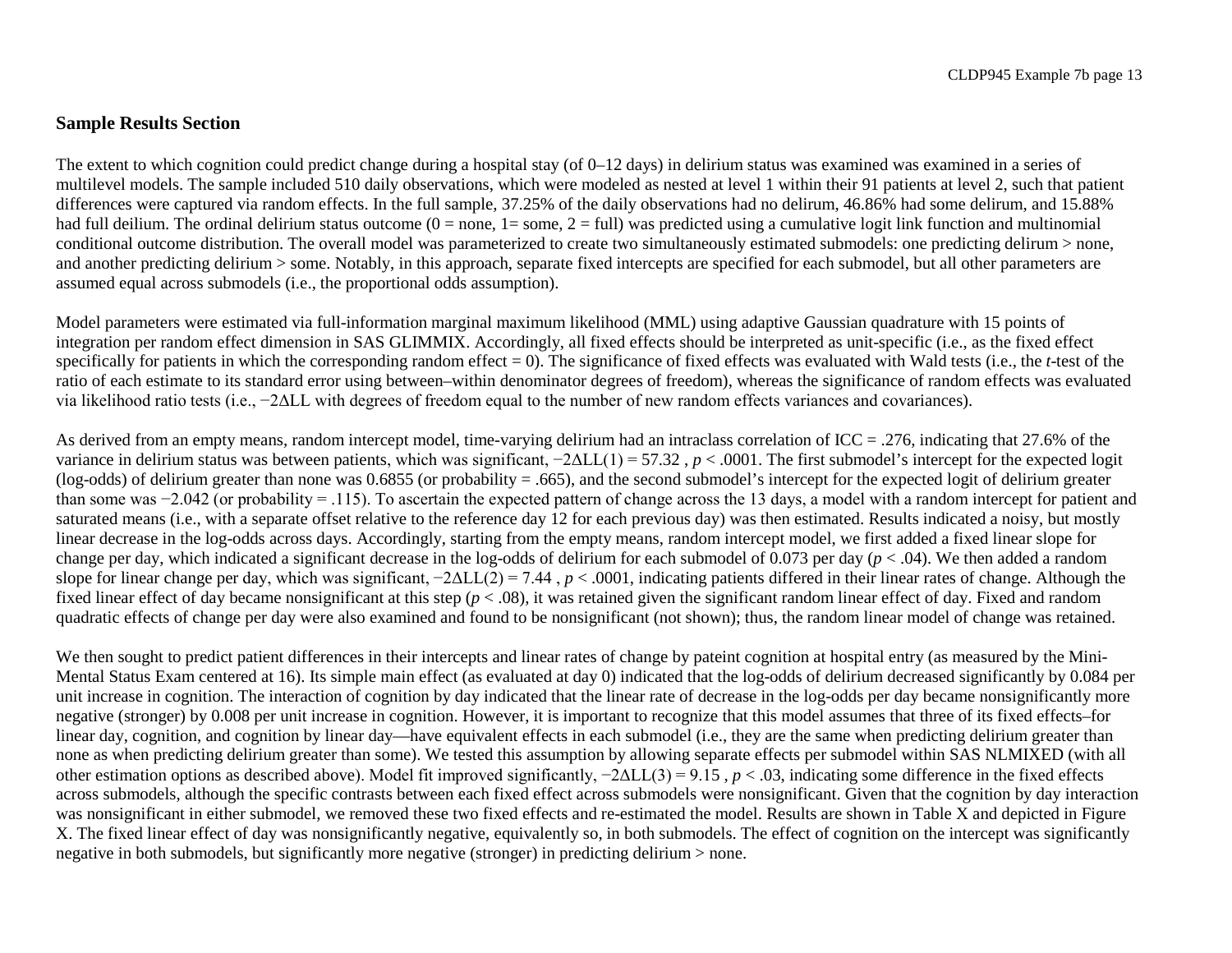## Sample Results Section

The extent to which cognition could predict change during a hospital stay (of 0–12 days) in delirium status was examined was examined in a series of multilevel models. The sample included 510 daily observations, which were modeled as nested at level 1 within their 91 patients at level 2, such that patient differences were captured via random effects. In the full sample, 37.25% of the daily observations had no delirum, 46.86% had some delirium, and 15.88% had full deilium. The ordinal delirium status outcome (0 = none, 1= some, 2 = full) was predicted using a cumulative logit link function and multinomial conditional outcome distribution. The overall model was parameterized to create two simultaneously estimated submodels: one predicting delirum > none, and another predicting delirium > some. Notably, in this approach, separate fixed intercepts are specified for each submodel, but all other parameters are assumed equal across submodels (i.e., the proportional odds assumption).

Model parameters were estimated via full-information marginal maximum likelihood (MML) using adaptive Gaussian quadrature with 15 points of integration per random effect dimension in SAS GLIMMIX. Accordingly, all fixed effects should be interpreted as unit-specific (i.e., as the fixed effect specifically for patients in which the corresponding random effect = 0). The significance of fixed effects was evaluated with Wald tests (i.e., the *t*-test of the ratio of each estimate to its standard error using between–within denominator degrees of freedom), whereas the significance of random effects was evaluated via likelihood ratio tests (i.e., $-2\Delta LL$ with degrees of freedom equal to the number of new random effects variances and covariances).

As derived from an empty means, random intercept model, time-varying delirium had an intraclass correlation of ICC = .276, indicating that 27.6% of the variance in delirium status was between patients, which was significant, $-2\Delta LL(1) = 57.32$ , $p < .0001$. The first submodel's intercept for the expected logit (log-odds) of delirium greater than none was 0.6855 (or probability = .665), and the second submodel's intercept for the expected logit of delirium greater than some was −2.042 (or probability = .115). To ascertain the expected pattern of change across the 13 days, a model with a random intercept for patient and saturated means (i.e., with a separate offset relative to the reference day 12 for each previous day) was then estimated. Results indicated a noisy, but mostly linear decrease in the log-odds across days. Accordingly, starting from the empty means, random intercept model, we first added a fixed linear slope for change per day, which indicated a significant decrease in the log-odds of delirium for each submodel of 0.073 per day ($p < .04$). We then added a random slope for linear change per day, which was significant, $-2\Delta LL(2) = 7.44$ , $p < .0001$, indicating patients differed in their linear rates of change. Although the fixed linear effect of day became nonsignificant at this step ($p < .08$), it was retained given the significant random linear effect of day. Fixed and random quadratic effects of change per day were also examined and found to be nonsignificant (not shown); thus, the random linear model of change was retained.

We then sought to predict patient differences in their intercepts and linear rates of change by pateint cognition at hospital entry (as measured by the Mini-Mental Status Exam centered at 16). Its simple main effect (as evaluated at day 0) indicated that the log-odds of delirium decreased significantly by 0.084 per unit increase in cognition. The interaction of cognition by day indicated that the linear rate of decrease in the log-odds per day became nonsignificantly more negative (stronger) by 0.008 per unit increase in cognition. However, it is important to recognize that this model assumes that three of its fixed effects–for linear day, cognition, and cognition by linear day—have equivalent effects in each submodel (i.e., they are the same when predicting delirium greater than none as when predicting delirium greater than some). We tested this assumption by allowing separate effects per submodel within SAS NLMIXED (with all other estimation options as described above). Model fit improved significantly, $-2\Delta LL(3) = 9.15$ , $p < .03$, indicating some difference in the fixed effects across submodels, although the specific contrasts between each fixed effect across submodels were nonsignificant. Given that the cognition by day interaction was nonsignificant in either submodel, we removed these two fixed effects and re-estimated the model. Results are shown in Table X and depicted in Figure X. The fixed linear effect of day was nonsignificantly negative, equivalently so, in both submodels. The effect of cognition on the intercept was significantly negative in both submodels, but significantly more negative (stronger) in predicting delirium > none.